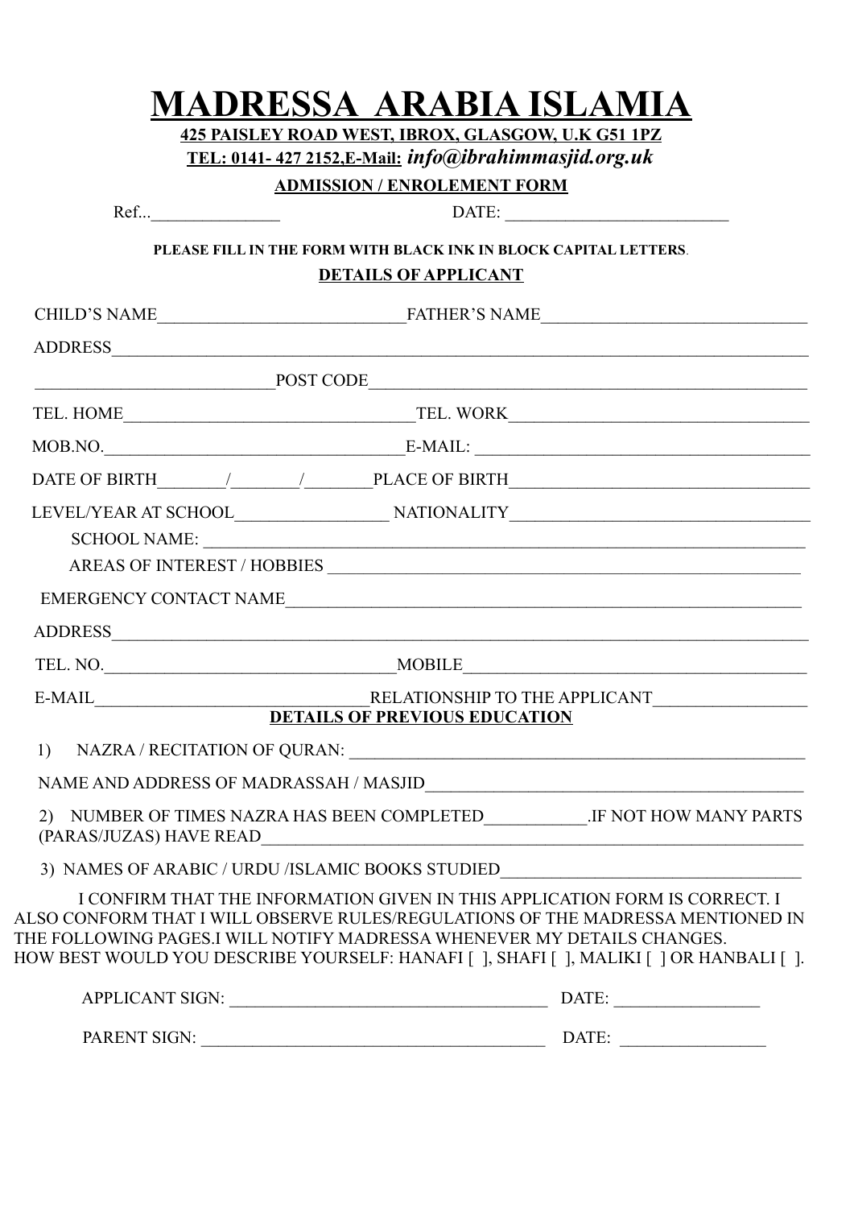# MADRESSA ARABIA ISLAMIA

**425 PAISLEY ROAD WEST, IBROX, GLASGOW, U.K G51 1PZ**

**TEL: 0141- 427 2152,E-Mail:** ***info@ibrahimmasjid.org.uk***

**ADMISSION / ENROLEMENT FORM**

Ref...______________ DATE: _________________________

**PLEASE FILL IN THE FORM WITH BLACK INK IN BLOCK CAPITAL LETTERS**.

**DETAILS OF APPLICANT**

CHILD'S NAME____________________________FATHER'S NAME______________________________

ADDRESS_______________________________________________________________________________

__________________________POST CODE___________________________________________________

TEL. HOME_________________________________TEL. WORK__________________________________

MOB.NO._________________________________E-MAIL: _______________________________________

DATE OF BIRTH_______/_______/_______PLACE OF BIRTH_________________________________

LEVEL/YEAR AT SCHOOL_________________ NATIONALITY__________________________________

SCHOOL NAME: _________________________________________________________________________

AREAS OF INTEREST / HOBBIES ___________________________________________________

EMERGENCY CONTACT NAME___________________________________________________________

ADDRESS_______________________________________________________________________________

TEL. NO._________________________________MOBILE______________________________________

E-MAIL_______________________________RELATIONSHIP TO THE APPLICANT_________________

**DETAILS OF PREVIOUS EDUCATION**

1) NAZRA / RECITATION OF QURAN: _______________________________________________________

NAME AND ADDRESS OF MADRASSAH / MASJID___________________________________________

2) NUMBER OF TIMES NAZRA HAS BEEN COMPLETED___________.IF NOT HOW MANY PARTS (PARAS/JUZAS) HAVE READ_____________________________________________________________

3) NAMES OF ARABIC / URDU /ISLAMIC BOOKS STUDIED_________________________________

I CONFIRM THAT THE INFORMATION GIVEN IN THIS APPLICATION FORM IS CORRECT. I ALSO CONFORM THAT I WILL OBSERVE RULES/REGULATIONS OF THE MADRESSA MENTIONED IN THE FOLLOWING PAGES.I WILL NOTIFY MADRESSA WHENEVER MY DETAILS CHANGES.
HOW BEST WOULD YOU DESCRIBE YOURSELF: HANAFI [ ], SHAFI [ ], MALIKI [ ] OR HANBALI [ ].

APPLICANT SIGN: ____________________________________ DATE: ________________

PARENT SIGN: _______________________________________ DATE: ________________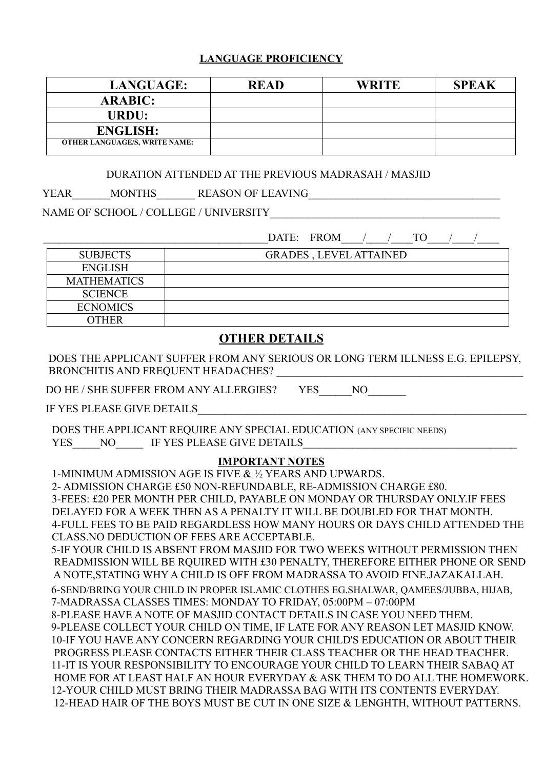## LANGUAGE PROFICIENCY

| LANGUAGE: | READ | WRITE | SPEAK |
|---|---|---|---|
| ARABIC: | | | |
| URDU: | | | |
| ENGLISH: | | | |
| OTHER LANGUAGE/S, WRITE NAME: | | | |

DURATION ATTENDED AT THE PREVIOUS MADRASAH / MASJID

YEAR_______MONTHS_______ REASON OF LEAVING___________________________________

NAME OF SCHOOL / COLLEGE / UNIVERSITY__________________________________________

_________________________________________DATE: FROM____/____/____TO____/____/____

| SUBJECTS | GRADES , LEVEL ATTAINED |
|---|---|
| ENGLISH | |
| MATHEMATICS | |
| SCIENCE | |
| ECNOMICS | |
| OTHER | |

## OTHER DETAILS

DOES THE APPLICANT SUFFER FROM ANY SERIOUS OR LONG TERM ILLNESS E.G. EPILEPSY, BRONCHITIS AND FREQUENT HEADACHES? _____________________________________________

DO HE / SHE SUFFER FROM ANY ALLERGIES? YES______NO_______

IF YES PLEASE GIVE DETAILS_____________________________________________________________

DOES THE APPLICANT REQUIRE ANY SPECIAL EDUCATION (ANY SPECIFIC NEEDS)
YES_____NO_____ IF YES PLEASE GIVE DETAILS_______________________________________

### IMPORTANT NOTES

1-MINIMUM ADMISSION AGE IS FIVE & ½ YEARS AND UPWARDS.
2- ADMISSION CHARGE £50 NON-REFUNDABLE, RE-ADMISSION CHARGE £80.
3-FEES: £20 PER MONTH PER CHILD, PAYABLE ON MONDAY OR THURSDAY ONLY.IF FEES DELAYED FOR A WEEK THEN AS A PENALTY IT WILL BE DOUBLED FOR THAT MONTH.
4-FULL FEES TO BE PAID REGARDLESS HOW MANY HOURS OR DAYS CHILD ATTENDED THE CLASS.NO DEDUCTION OF FEES ARE ACCEPTABLE.
5-IF YOUR CHILD IS ABSENT FROM MASJID FOR TWO WEEKS WITHOUT PERMISSION THEN READMISSION WILL BE RQUIRED WITH £30 PENALTY, THEREFORE EITHER PHONE OR SEND A NOTE,STATING WHY A CHILD IS OFF FROM MADRASSA TO AVOID FINE.JAZAKALLAH.
6-SEND/BRING YOUR CHILD IN PROPER ISLAMIC CLOTHES EG.SHALWAR, QAMEES/JUBBA, HIJAB,
7-MADRASSA CLASSES TIMES: MONDAY TO FRIDAY, 05:00PM – 07:00PM
8-PLEASE HAVE A NOTE OF MASJID CONTACT DETAILS IN CASE YOU NEED THEM.
9-PLEASE COLLECT YOUR CHILD ON TIME, IF LATE FOR ANY REASON LET MASJID KNOW.
10-IF YOU HAVE ANY CONCERN REGARDING YOUR CHILD'S EDUCATION OR ABOUT THEIR PROGRESS PLEASE CONTACTS EITHER THEIR CLASS TEACHER OR THE HEAD TEACHER.
11-IT IS YOUR RESPONSIBILITY TO ENCOURAGE YOUR CHILD TO LEARN THEIR SABAQ AT HOME FOR AT LEAST HALF AN HOUR EVERYDAY & ASK THEM TO DO ALL THE HOMEWORK.
12-YOUR CHILD MUST BRING THEIR MADRASSA BAG WITH ITS CONTENTS EVERYDAY.
12-HEAD HAIR OF THE BOYS MUST BE CUT IN ONE SIZE & LENGHTH, WITHOUT PATTERNS.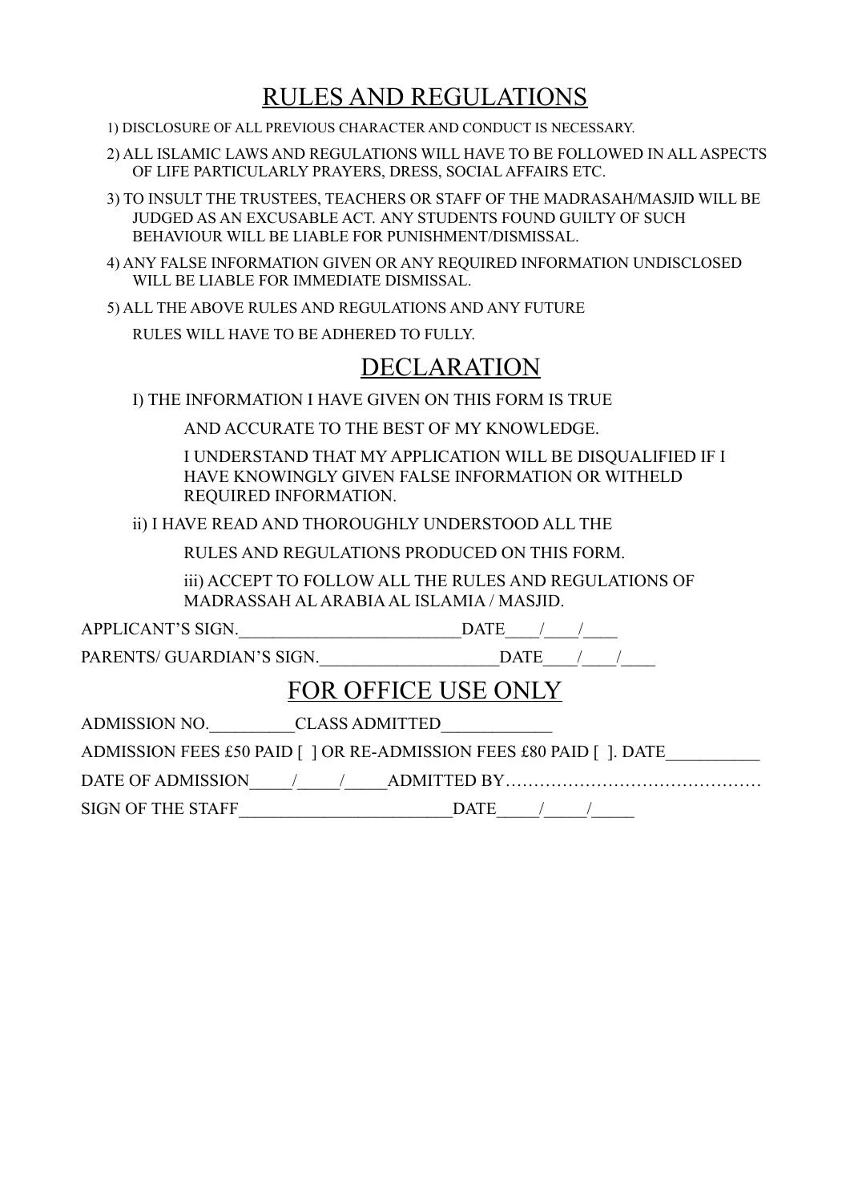# RULES AND REGULATIONS

1) DISCLOSURE OF ALL PREVIOUS CHARACTER AND CONDUCT IS NECESSARY.

2) ALL ISLAMIC LAWS AND REGULATIONS WILL HAVE TO BE FOLLOWED IN ALL ASPECTS OF LIFE PARTICULARLY PRAYERS, DRESS, SOCIAL AFFAIRS ETC.

3) TO INSULT THE TRUSTEES, TEACHERS OR STAFF OF THE MADRASAH/MASJID WILL BE JUDGED AS AN EXCUSABLE ACT. ANY STUDENTS FOUND GUILTY OF SUCH BEHAVIOUR WILL BE LIABLE FOR PUNISHMENT/DISMISSAL.

4) ANY FALSE INFORMATION GIVEN OR ANY REQUIRED INFORMATION UNDISCLOSED WILL BE LIABLE FOR IMMEDIATE DISMISSAL.

5) ALL THE ABOVE RULES AND REGULATIONS AND ANY FUTURE

RULES WILL HAVE TO BE ADHERED TO FULLY.

# DECLARATION

I) THE INFORMATION I HAVE GIVEN ON THIS FORM IS TRUE

AND ACCURATE TO THE BEST OF MY KNOWLEDGE.

I UNDERSTAND THAT MY APPLICATION WILL BE DISQUALIFIED IF I HAVE KNOWINGLY GIVEN FALSE INFORMATION OR WITHELD REQUIRED INFORMATION.

ii) I HAVE READ AND THOROUGHLY UNDERSTOOD ALL THE

RULES AND REGULATIONS PRODUCED ON THIS FORM.

iii) ACCEPT TO FOLLOW ALL THE RULES AND REGULATIONS OF MADRASSAH AL ARABIA AL ISLAMIA / MASJID.

APPLICANT'S SIGN.\_\_\_\_\_\_\_\_\_\_\_\_\_\_\_\_\_\_\_\_\_\_\_\_\_\_DATE\_\_\_\_/\_\_\_\_/\_\_\_\_

PARENTS/ GUARDIAN'S SIGN.\_\_\_\_\_\_\_\_\_\_\_\_\_\_\_\_\_\_\_\_\_DATE\_\_\_\_/\_\_\_\_/\_\_\_\_

# FOR OFFICE USE ONLY

ADMISSION NO.\_\_\_\_\_\_\_\_\_\_CLASS ADMITTED\_\_\_\_\_\_\_\_\_\_\_\_\_

ADMISSION FEES £50 PAID [ ] OR RE-ADMISSION FEES £80 PAID [ ]. DATE\_\_\_\_\_\_\_\_\_\_\_

DATE OF ADMISSION\_\_\_\_\_/\_\_\_\_\_/\_\_\_\_\_ADMITTED BY………………………………………

SIGN OF THE STAFF\_\_\_\_\_\_\_\_\_\_\_\_\_\_\_\_\_\_\_\_\_\_\_\_\_DATE\_\_\_\_\_/\_\_\_\_\_/\_\_\_\_\_